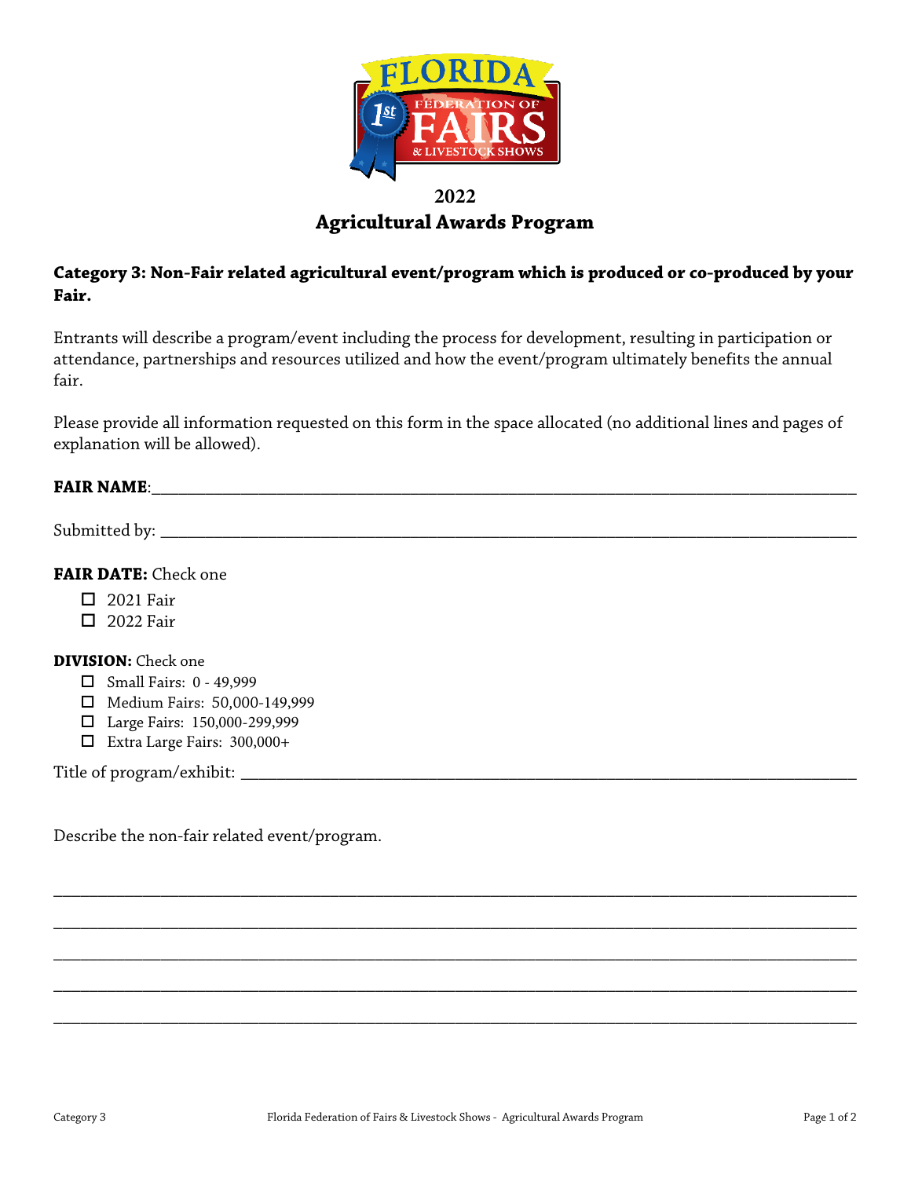# 2022
# Agricultural Awards Program

**Category 3: Non-Fair related agricultural event/program which is produced or co-produced by your Fair.**

Entrants will describe a program/event including the process for development, resulting in participation or attendance, partnerships and resources utilized and how the event/program ultimately benefits the annual fair.

Please provide all information requested on this form in the space allocated (no additional lines and pages of explanation will be allowed).

**FAIR NAME**:_______________________________________________________________________________

Submitted by: _______________________________________________________________________________

**FAIR DATE:** Check one

- ☐ 2021 Fair
- ☐ 2022 Fair

**DIVISION:** Check one

- ☐ Small Fairs: 0 - 49,999
- ☐ Medium Fairs: 50,000-149,999
- ☐ Large Fairs: 150,000-299,999
- ☐ Extra Large Fairs: 300,000+

Title of program/exhibit: ___________________________________________________________________

Describe the non-fair related event/program.

_____________________________________________________________________________________________

_____________________________________________________________________________________________

_____________________________________________________________________________________________

_____________________________________________________________________________________________

_____________________________________________________________________________________________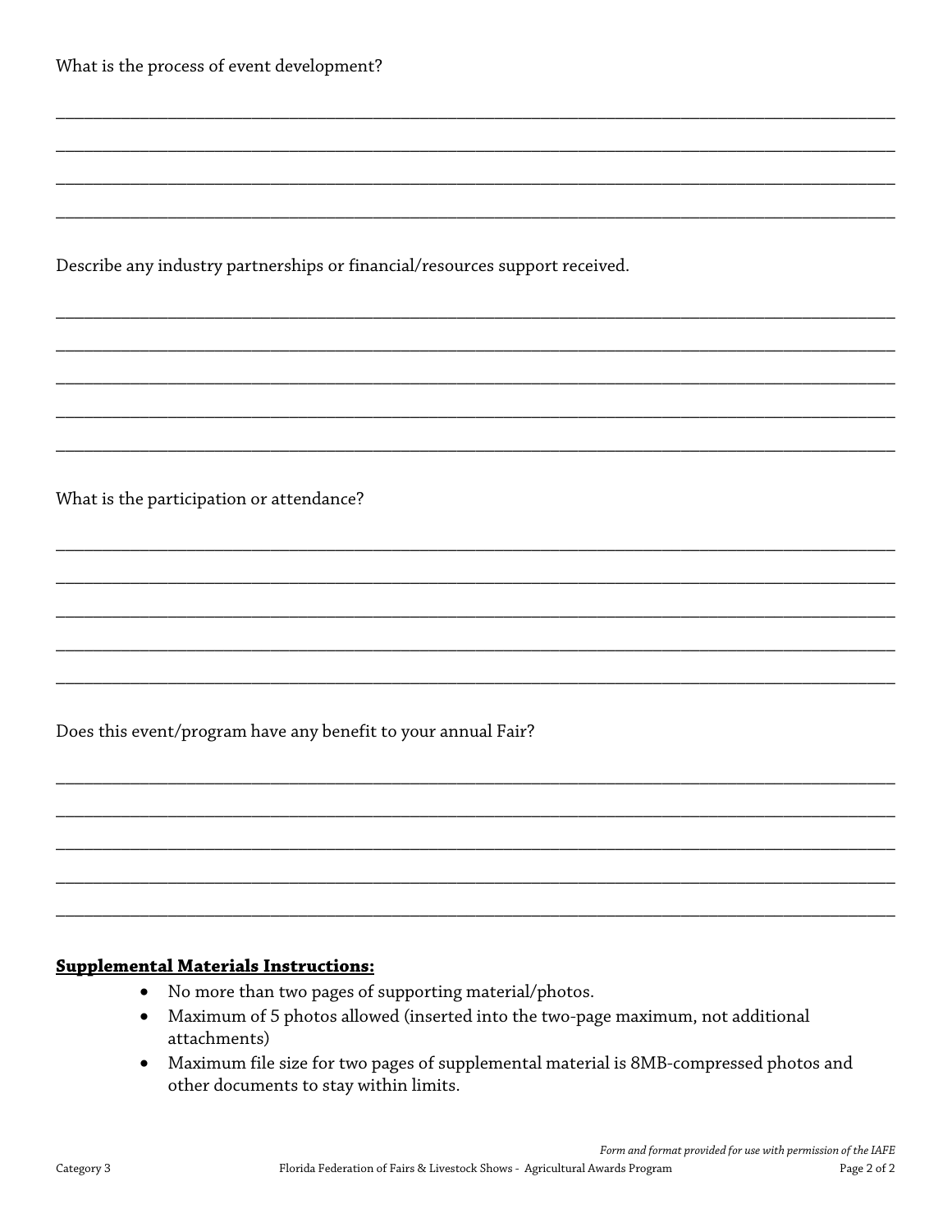What is the process of event development?

Describe any industry partnerships or financial/resources support received.

What is the participation or attendance?

Does this event/program have any benefit to your annual Fair?

**Supplemental Materials Instructions:**

- No more than two pages of supporting material/photos.
- Maximum of 5 photos allowed (inserted into the two-page maximum, not additional attachments)
- Maximum file size for two pages of supplemental material is 8MB-compressed photos and other documents to stay within limits.

*Form and format provided for use with permission of the IAFE*